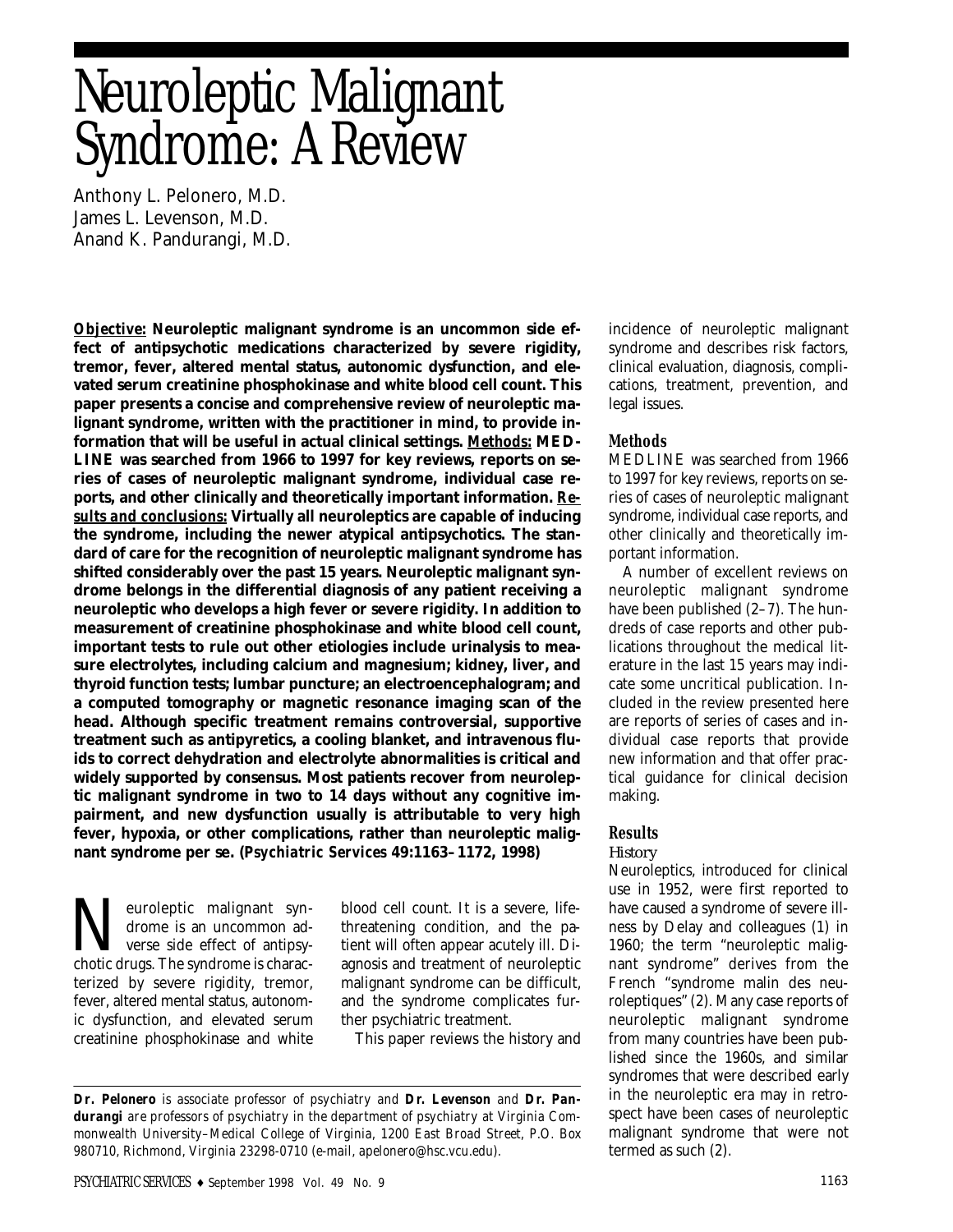# Neuroleptic Malignant Syndrome: A Review

Anthony L. Pelonero, M.D.
James L. Levenson, M.D.
Anand K. Pandurangi, M.D.

**<u>Objective:</u> Neuroleptic malignant syndrome is an uncommon side effect of antipsychotic medications characterized by severe rigidity, tremor, fever, altered mental status, autonomic dysfunction, and elevated serum creatinine phosphokinase and white blood cell count. This paper presents a concise and comprehensive review of neuroleptic malignant syndrome, written with the practitioner in mind, to provide information that will be useful in actual clinical settings. <u>Methods:</u> MEDLINE was searched from 1966 to 1997 for key reviews, reports on series of cases of neuroleptic malignant syndrome, individual case reports, and other clinically and theoretically important information. <u>Results and conclusions:</u> Virtually all neuroleptics are capable of inducing the syndrome, including the newer atypical antipsychotics. The standard of care for the recognition of neuroleptic malignant syndrome has shifted considerably over the past 15 years. Neuroleptic malignant syndrome belongs in the differential diagnosis of any patient receiving a neuroleptic who develops a high fever or severe rigidity. In addition to measurement of creatinine phosphokinase and white blood cell count, important tests to rule out other etiologies include urinalysis to measure electrolytes, including calcium and magnesium; kidney, liver, and thyroid function tests; lumbar puncture; an electroencephalogram; and a computed tomography or magnetic resonance imaging scan of the head. Although specific treatment remains controversial, supportive treatment such as antipyretics, a cooling blanket, and intravenous fluids to correct dehydration and electrolyte abnormalities is critical and widely supported by consensus. Most patients recover from neuroleptic malignant syndrome in two to 14 days without any cognitive impairment, and new dysfunction usually is attributable to very high fever, hypoxia, or other complications, rather than neuroleptic malignant syndrome per se. (*Psychiatric Services* 49:1163–1172, 1998)**

Neuroleptic malignant syndrome is an uncommon adverse side effect of antipsychotic drugs. The syndrome is characterized by severe rigidity, tremor, fever, altered mental status, autonomic dysfunction, and elevated serum creatinine phosphokinase and white blood cell count. It is a severe, life-threatening condition, and the patient will often appear acutely ill. Diagnosis and treatment of neuroleptic malignant syndrome can be difficult, and the syndrome complicates further psychiatric treatment.

This paper reviews the history and incidence of neuroleptic malignant syndrome and describes risk factors, clinical evaluation, diagnosis, complications, treatment, prevention, and legal issues.

## Methods

MEDLINE was searched from 1966 to 1997 for key reviews, reports on series of cases of neuroleptic malignant syndrome, individual case reports, and other clinically and theoretically important information.

A number of excellent reviews on neuroleptic malignant syndrome have been published (2–7). The hundreds of case reports and other publications throughout the medical literature in the last 15 years may indicate some uncritical publication. Included in the review presented here are reports of series of cases and individual case reports that provide new information and that offer practical guidance for clinical decision making.

## Results

### History

Neuroleptics, introduced for clinical use in 1952, were first reported to have caused a syndrome of severe illness by Delay and colleagues (1) in 1960; the term "neuroleptic malignant syndrome" derives from the French "syndrome malin des neuroleptiques" (2). Many case reports of neuroleptic malignant syndrome from many countries have been published since the 1960s, and similar syndromes that were described early in the neuroleptic era may in retrospect have been cases of neuroleptic malignant syndrome that were not termed as such (2).

*Dr. Pelonero is associate professor of psychiatry and Dr. Levenson and Dr. Pandurangi are professors of psychiatry in the department of psychiatry at Virginia Commonwealth University–Medical College of Virginia, 1200 East Broad Street, P.O. Box 980710, Richmond, Virginia 23298-0710 (e-mail, apelonero@hsc.vcu.edu).*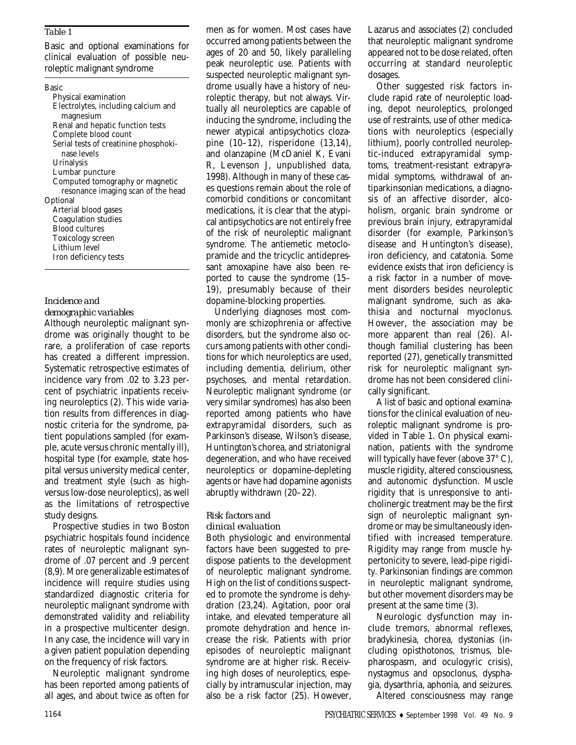**Table 1**

Basic and optional examinations for clinical evaluation of possible neuroleptic malignant syndrome

| |
|---|
| Basic |
| Physical examination |
| Electrolytes, including calcium and magnesium |
| Renal and hepatic function tests |
| Complete blood count |
| Serial tests of creatinine phosphokinase levels |
| Urinalysis |
| Lumbar puncture |
| Computed tomography or magnetic resonance imaging scan of the head |
| Optional |
| Arterial blood gases |
| Coagulation studies |
| Blood cultures |
| Toxicology screen |
| Lithium level |
| Iron deficiency tests |

### *Incidence and demographic variables*

Although neuroleptic malignant syndrome was originally thought to be rare, a proliferation of case reports has created a different impression. Systematic retrospective estimates of incidence vary from .02 to 3.23 percent of psychiatric inpatients receiving neuroleptics (2). This wide variation results from differences in diagnostic criteria for the syndrome, patient populations sampled (for example, acute versus chronic mentally ill), hospital type (for example, state hospital versus university medical center, and treatment style (such as high- versus low-dose neuroleptics), as well as the limitations of retrospective study designs.

Prospective studies in two Boston psychiatric hospitals found incidence rates of neuroleptic malignant syndrome of .07 percent and .9 percent (8,9). More generalizable estimates of incidence will require studies using standardized diagnostic criteria for neuroleptic malignant syndrome with demonstrated validity and reliability in a prospective multicenter design. In any case, the incidence will vary in a given patient population depending on the frequency of risk factors.

Neuroleptic malignant syndrome has been reported among patients of all ages, and about twice as often for men as for women. Most cases have occurred among patients between the ages of 20 and 50, likely paralleling peak neuroleptic use. Patients with suspected neuroleptic malignant syndrome usually have a history of neuroleptic therapy, but not always. Virtually all neuroleptics are capable of inducing the syndrome, including the newer atypical antipsychotics clozapine (10–12), risperidone (13,14), and olanzapine (McDaniel K, Evani R, Levenson J, unpublished data, 1998). Although in many of these cases questions remain about the role of comorbid conditions or concomitant medications, it is clear that the atypical antipsychotics are not entirely free of the risk of neuroleptic malignant syndrome. The antiemetic metoclopramide and the tricyclic antidepressant amoxapine have also been reported to cause the syndrome (15–19), presumably because of their dopamine-blocking properties.

Underlying diagnoses most commonly are schizophrenia or affective disorders, but the syndrome also occurs among patients with other conditions for which neuroleptics are used, including dementia, delirium, other psychoses, and mental retardation. Neuroleptic malignant syndrome (or very similar syndromes) has also been reported among patients who have extrapyramidal disorders, such as Parkinson's disease, Wilson's disease, Huntington's chorea, and striatonigral degeneration, and who have received neuroleptics or dopamine-depleting agents or have had dopamine agonists abruptly withdrawn (20–22).

### *Risk factors and clinical evaluation*

Both physiologic and environmental factors have been suggested to predispose patients to the development of neuroleptic malignant syndrome. High on the list of conditions suspected to promote the syndrome is dehydration (23,24). Agitation, poor oral intake, and elevated temperature all promote dehydration and hence increase the risk. Patients with prior episodes of neuroleptic malignant syndrome are at higher risk. Receiving high doses of neuroleptics, especially by intramuscular injection, may also be a risk factor (25). However, Lazarus and associates (2) concluded that neuroleptic malignant syndrome appeared not to be dose related, often occurring at standard neuroleptic dosages.

Other suggested risk factors include rapid rate of neuroleptic loading, depot neuroleptics, prolonged use of restraints, use of other medications with neuroleptics (especially lithium), poorly controlled neuroleptic-induced extrapyramidal symptoms, treatment-resistant extrapyramidal symptoms, withdrawal of antiparkinsonian medications, a diagnosis of an affective disorder, alcoholism, organic brain syndrome or previous brain injury, extrapyramidal disorder (for example, Parkinson's disease and Huntington's disease), iron deficiency, and catatonia. Some evidence exists that iron deficiency is a risk factor in a number of movement disorders besides neuroleptic malignant syndrome, such as akathisia and nocturnal myoclonus. However, the association may be more apparent than real (26). Although familial clustering has been reported (27), genetically transmitted risk for neuroleptic malignant syndrome has not been considered clinically significant.

A list of basic and optional examinations for the clinical evaluation of neuroleptic malignant syndrome is provided in Table 1. On physical examination, patients with the syndrome will typically have fever (above 37° C), muscle rigidity, altered consciousness, and autonomic dysfunction. Muscle rigidity that is unresponsive to anticholinergic treatment may be the first sign of neuroleptic malignant syndrome or may be simultaneously identified with increased temperature. Rigidity may range from muscle hypertonicity to severe, lead-pipe rigidity. Parkinsonian findings are common in neuroleptic malignant syndrome, but other movement disorders may be present at the same time (3).

Neurologic dysfunction may include tremors, abnormal reflexes, bradykinesia, chorea, dystonias (including opisthotonos, trismus, blepharospasm, and oculogyric crisis), nystagmus and opsoclonus, dysphagia, dysarthria, aphonia, and seizures.

Altered consciousness may range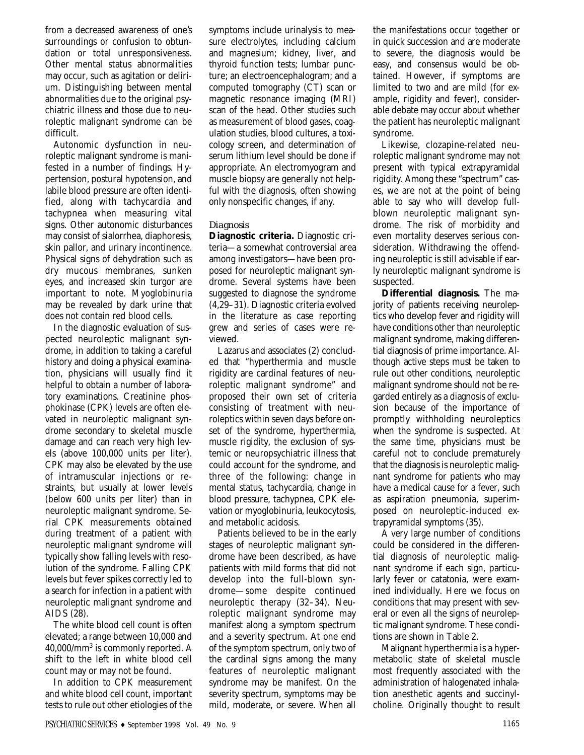from a decreased awareness of one's surroundings or confusion to obtundation or total unresponsiveness. Other mental status abnormalities may occur, such as agitation or delirium. Distinguishing between mental abnormalities due to the original psychiatric illness and those due to neuroleptic malignant syndrome can be difficult.

Autonomic dysfunction in neuroleptic malignant syndrome is manifested in a number of findings. Hypertension, postural hypotension, and labile blood pressure are often identified, along with tachycardia and tachypnea when measuring vital signs. Other autonomic disturbances may consist of sialorrhea, diaphoresis, skin pallor, and urinary incontinence. Physical signs of dehydration such as dry mucous membranes, sunken eyes, and increased skin turgor are important to note. Myoglobinuria may be revealed by dark urine that does not contain red blood cells.

In the diagnostic evaluation of suspected neuroleptic malignant syndrome, in addition to taking a careful history and doing a physical examination, physicians will usually find it helpful to obtain a number of laboratory examinations. Creatinine phosphokinase (CPK) levels are often elevated in neuroleptic malignant syndrome secondary to skeletal muscle damage and can reach very high levels (above 100,000 units per liter). CPK may also be elevated by the use of intramuscular injections or restraints, but usually at lower levels (below 600 units per liter) than in neuroleptic malignant syndrome. Serial CPK measurements obtained during treatment of a patient with neuroleptic malignant syndrome will typically show falling levels with resolution of the syndrome. Falling CPK levels but fever spikes correctly led to a search for infection in a patient with neuroleptic malignant syndrome and AIDS (28).

The white blood cell count is often elevated; a range between 10,000 and 40,000/mm$^3$ is commonly reported. A shift to the left in white blood cell count may or may not be found.

In addition to CPK measurement and white blood cell count, important tests to rule out other etiologies of the symptoms include urinalysis to measure electrolytes, including calcium and magnesium; kidney, liver, and thyroid function tests; lumbar puncture; an electroencephalogram; and a computed tomography (CT) scan or magnetic resonance imaging (MRI) scan of the head. Other studies such as measurement of blood gases, coagulation studies, blood cultures, a toxicology screen, and determination of serum lithium level should be done if appropriate. An electromyogram and muscle biopsy are generally not helpful with the diagnosis, often showing only nonspecific changes, if any.

### Diagnosis

**Diagnostic criteria.** Diagnostic criteria—a somewhat controversial area among investigators—have been proposed for neuroleptic malignant syndrome. Several systems have been suggested to diagnose the syndrome (4,29–31). Diagnostic criteria evolved in the literature as case reporting grew and series of cases were reviewed.

Lazarus and associates (2) concluded that "hyperthermia and muscle rigidity are cardinal features of neuroleptic malignant syndrome" and proposed their own set of criteria consisting of treatment with neuroleptics within seven days before onset of the syndrome, hyperthermia, muscle rigidity, the exclusion of systemic or neuropsychiatric illness that could account for the syndrome, and three of the following: change in mental status, tachycardia, change in blood pressure, tachypnea, CPK elevation or myoglobinuria, leukocytosis, and metabolic acidosis.

Patients believed to be in the early stages of neuroleptic malignant syndrome have been described, as have patients with mild forms that did not develop into the full-blown syndrome—some despite continued neuroleptic therapy (32–34). Neuroleptic malignant syndrome may manifest along a symptom spectrum and a severity spectrum. At one end of the symptom spectrum, only two of the cardinal signs among the many features of neuroleptic malignant syndrome may be manifest. On the severity spectrum, symptoms may be mild, moderate, or severe. When all the manifestations occur together or in quick succession and are moderate to severe, the diagnosis would be easy, and consensus would be obtained. However, if symptoms are limited to two and are mild (for example, rigidity and fever), considerable debate may occur about whether the patient has neuroleptic malignant syndrome.

Likewise, clozapine-related neuroleptic malignant syndrome may not present with typical extrapyramidal rigidity. Among these "spectrum" cases, we are not at the point of being able to say who will develop full-blown neuroleptic malignant syndrome. The risk of morbidity and even mortality deserves serious consideration. Withdrawing the offending neuroleptic is still advisable if early neuroleptic malignant syndrome is suspected.

**Differential diagnosis.** The majority of patients receiving neuroleptics who develop fever and rigidity will have conditions other than neuroleptic malignant syndrome, making differential diagnosis of prime importance. Although active steps must be taken to rule out other conditions, neuroleptic malignant syndrome should not be regarded entirely as a diagnosis of exclusion because of the importance of promptly withholding neuroleptics when the syndrome is suspected. At the same time, physicians must be careful not to conclude prematurely that the diagnosis is neuroleptic malignant syndrome for patients who may have a medical cause for a fever, such as aspiration pneumonia, superimposed on neuroleptic-induced extrapyramidal symptoms (35).

A very large number of conditions could be considered in the differential diagnosis of neuroleptic malignant syndrome if each sign, particularly fever or catatonia, were examined individually. Here we focus on conditions that may present with several or even all the signs of neuroleptic malignant syndrome. These conditions are shown in Table 2.

Malignant hyperthermia is a hypermetabolic state of skeletal muscle most frequently associated with the administration of halogenated inhalation anesthetic agents and succinylcholine. Originally thought to result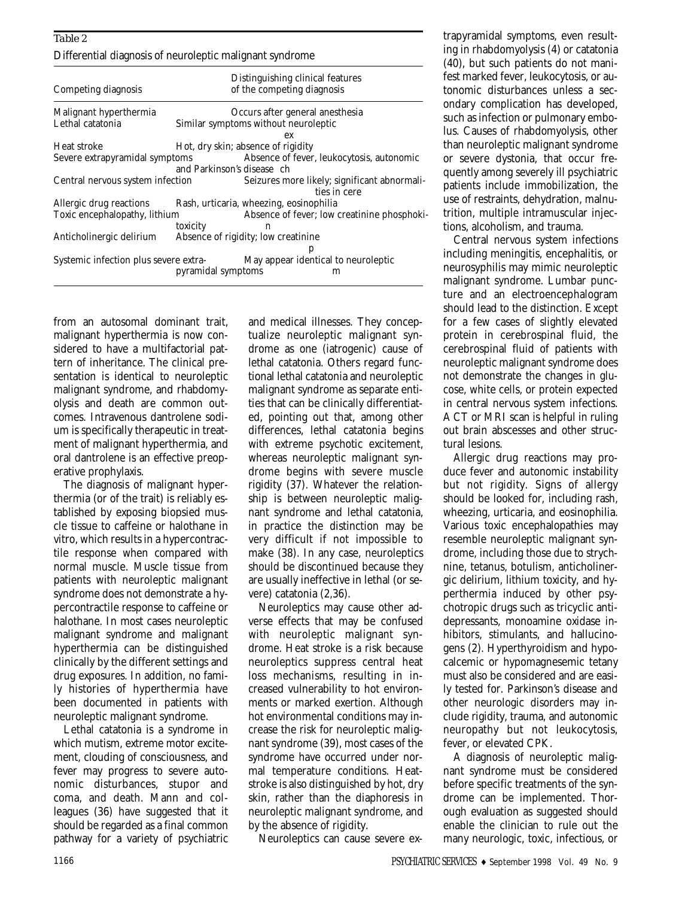Table 2

Differential diagnosis of neuroleptic malignant syndrome

| Competing diagnosis | Distinguishing clinical features of the competing diagnosis |
|---|---|
| Malignant hyperthermia | Occurs after general anesthesia |
| Lethal catatonia | Similar symptoms without neuroleptic ex |
| Heat stroke | Hot, dry skin; absence of rigidity |
| Severe extrapyramidal symptoms and Parkinson's disease | Absence of fever, leukocytosis, autonomic ch |
| Central nervous system infection | Seizures more likely; significant abnormalities in cere |
| Allergic drug reactions | Rash, urticaria, wheezing, eosinophilia |
| Toxic encephalopathy, lithium toxicity | Absence of fever; low creatinine phosphoki- n |
| Anticholinergic delirium | Absence of rigidity; low creatinine p |
| Systemic infection plus severe extra-pyramidal symptoms | May appear identical to neuroleptic m |

from an autosomal dominant trait, malignant hyperthermia is now considered to have a multifactorial pattern of inheritance. The clinical presentation is identical to neuroleptic malignant syndrome, and rhabdomyolysis and death are common outcomes. Intravenous dantrolene sodium is specifically therapeutic in treatment of malignant hyperthermia, and oral dantrolene is an effective preoperative prophylaxis.

The diagnosis of malignant hyperthermia (or of the trait) is reliably established by exposing biopsied muscle tissue to caffeine or halothane in vitro, which results in a hypercontractile response when compared with normal muscle. Muscle tissue from patients with neuroleptic malignant syndrome does not demonstrate a hypercontractile response to caffeine or halothane. In most cases neuroleptic malignant syndrome and malignant hyperthermia can be distinguished clinically by the different settings and drug exposures. In addition, no family histories of hyperthermia have been documented in patients with neuroleptic malignant syndrome.

Lethal catatonia is a syndrome in which mutism, extreme motor excitement, clouding of consciousness, and fever may progress to severe autonomic disturbances, stupor and coma, and death. Mann and colleagues (36) have suggested that it should be regarded as a final common pathway for a variety of psychiatric and medical illnesses. They conceptualize neuroleptic malignant syndrome as one (iatrogenic) cause of lethal catatonia. Others regard functional lethal catatonia and neuroleptic malignant syndrome as separate entities that can be clinically differentiated, pointing out that, among other differences, lethal catatonia begins with extreme psychotic excitement, whereas neuroleptic malignant syndrome begins with severe muscle rigidity (37). Whatever the relationship is between neuroleptic malignant syndrome and lethal catatonia, in practice the distinction may be very difficult if not impossible to make (38). In any case, neuroleptics should be discontinued because they are usually ineffective in lethal (or severe) catatonia (2,36).

Neuroleptics may cause other adverse effects that may be confused with neuroleptic malignant syndrome. Heat stroke is a risk because neuroleptics suppress central heat loss mechanisms, resulting in increased vulnerability to hot environments or marked exertion. Although hot environmental conditions may increase the risk for neuroleptic malignant syndrome (39), most cases of the syndrome have occurred under normal temperature conditions. Heatstroke is also distinguished by hot, dry skin, rather than the diaphoresis in neuroleptic malignant syndrome, and by the absence of rigidity.

Neuroleptics can cause severe extrapyramidal symptoms, even resulting in rhabdomyolysis (4) or catatonia (40), but such patients do not manifest marked fever, leukocytosis, or autonomic disturbances unless a secondary complication has developed, such as infection or pulmonary embolus. Causes of rhabdomyolysis, other than neuroleptic malignant syndrome or severe dystonia, that occur frequently among severely ill psychiatric patients include immobilization, the use of restraints, dehydration, malnutrition, multiple intramuscular injections, alcoholism, and trauma.

Central nervous system infections including meningitis, encephalitis, or neurosyphilis may mimic neuroleptic malignant syndrome. Lumbar puncture and an electroencephalogram should lead to the distinction. Except for a few cases of slightly elevated protein in cerebrospinal fluid, the cerebrospinal fluid of patients with neuroleptic malignant syndrome does not demonstrate the changes in glucose, white cells, or protein expected in central nervous system infections. A CT or MRI scan is helpful in ruling out brain abscesses and other structural lesions.

Allergic drug reactions may produce fever and autonomic instability but not rigidity. Signs of allergy should be looked for, including rash, wheezing, urticaria, and eosinophilia. Various toxic encephalopathies may resemble neuroleptic malignant syndrome, including those due to strychnine, tetanus, botulism, anticholinergic delirium, lithium toxicity, and hyperthermia induced by other psychotropic drugs such as tricyclic antidepressants, monoamine oxidase inhibitors, stimulants, and hallucinogens (2). Hyperthyroidism and hypocalcemic or hypomagnesemic tetany must also be considered and are easily tested for. Parkinson's disease and other neurologic disorders may include rigidity, trauma, and autonomic neuropathy but not leukocytosis, fever, or elevated CPK.

A diagnosis of neuroleptic malignant syndrome must be considered before specific treatments of the syndrome can be implemented. Thorough evaluation as suggested should enable the clinician to rule out the many neurologic, toxic, infectious, or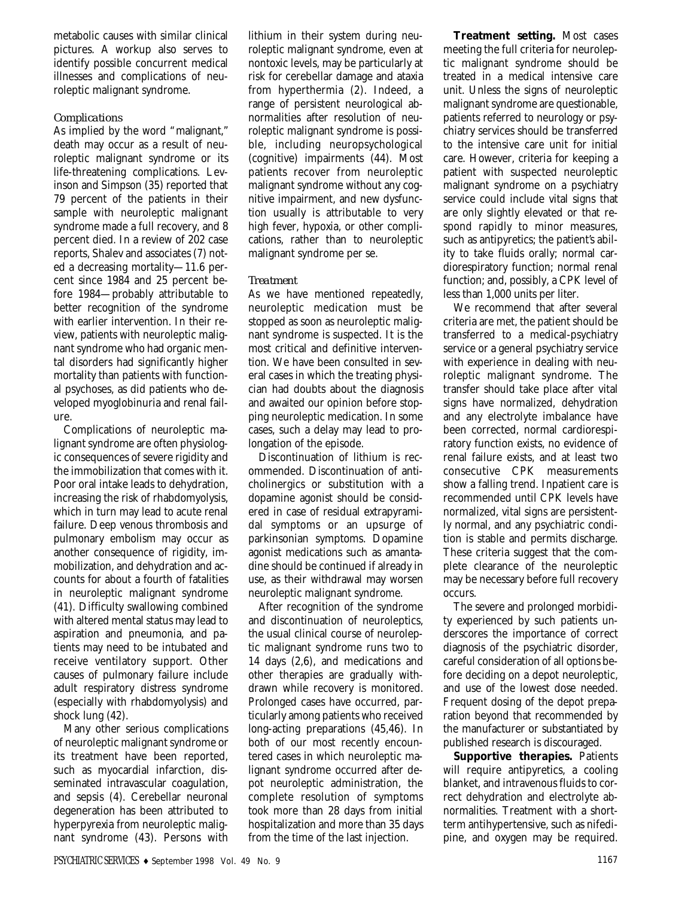metabolic causes with similar clinical pictures. A workup also serves to identify possible concurrent medical illnesses and complications of neuroleptic malignant syndrome.

### *Complications*

As implied by the word "malignant," death may occur as a result of neuroleptic malignant syndrome or its life-threatening complications. Levinson and Simpson (35) reported that 79 percent of the patients in their sample with neuroleptic malignant syndrome made a full recovery, and 8 percent died. In a review of 202 case reports, Shalev and associates (7) noted a decreasing mortality—11.6 percent since 1984 and 25 percent before 1984—probably attributable to better recognition of the syndrome with earlier intervention. In their review, patients with neuroleptic malignant syndrome who had organic mental disorders had significantly higher mortality than patients with functional psychoses, as did patients who developed myoglobinuria and renal failure.

Complications of neuroleptic malignant syndrome are often physiologic consequences of severe rigidity and the immobilization that comes with it. Poor oral intake leads to dehydration, increasing the risk of rhabdomyolysis, which in turn may lead to acute renal failure. Deep venous thrombosis and pulmonary embolism may occur as another consequence of rigidity, immobilization, and dehydration and accounts for about a fourth of fatalities in neuroleptic malignant syndrome (41). Difficulty swallowing combined with altered mental status may lead to aspiration and pneumonia, and patients may need to be intubated and receive ventilatory support. Other causes of pulmonary failure include adult respiratory distress syndrome (especially with rhabdomyolysis) and shock lung (42).

Many other serious complications of neuroleptic malignant syndrome or its treatment have been reported, such as myocardial infarction, disseminated intravascular coagulation, and sepsis (4). Cerebellar neuronal degeneration has been attributed to hyperpyrexia from neuroleptic malignant syndrome (43). Persons with lithium in their system during neuroleptic malignant syndrome, even at nontoxic levels, may be particularly at risk for cerebellar damage and ataxia from hyperthermia (2). Indeed, a range of persistent neurological abnormalities after resolution of neuroleptic malignant syndrome is possible, including neuropsychological (cognitive) impairments (44). Most patients recover from neuroleptic malignant syndrome without any cognitive impairment, and new dysfunction usually is attributable to very high fever, hypoxia, or other complications, rather than to neuroleptic malignant syndrome per se.

### *Treatment*

As we have mentioned repeatedly, neuroleptic medication must be stopped as soon as neuroleptic malignant syndrome is suspected. It is the most critical and definitive intervention. We have been consulted in several cases in which the treating physician had doubts about the diagnosis and awaited our opinion before stopping neuroleptic medication. In some cases, such a delay may lead to prolongation of the episode.

Discontinuation of lithium is recommended. Discontinuation of anticholinergics or substitution with a dopamine agonist should be considered in case of residual extrapyramidal symptoms or an upsurge of parkinsonian symptoms. Dopamine agonist medications such as amantadine should be continued if already in use, as their withdrawal may worsen neuroleptic malignant syndrome.

After recognition of the syndrome and discontinuation of neuroleptics, the usual clinical course of neuroleptic malignant syndrome runs two to 14 days (2,6), and medications and other therapies are gradually withdrawn while recovery is monitored. Prolonged cases have occurred, particularly among patients who received long-acting preparations (45,46). In both of our most recently encountered cases in which neuroleptic malignant syndrome occurred after depot neuroleptic administration, the complete resolution of symptoms took more than 28 days from initial hospitalization and more than 35 days from the time of the last injection.

**Treatment setting.** Most cases meeting the full criteria for neuroleptic malignant syndrome should be treated in a medical intensive care unit. Unless the signs of neuroleptic malignant syndrome are questionable, patients referred to neurology or psychiatry services should be transferred to the intensive care unit for initial care. However, criteria for keeping a patient with suspected neuroleptic malignant syndrome on a psychiatry service could include vital signs that are only slightly elevated or that respond rapidly to minor measures, such as antipyretics; the patient's ability to take fluids orally; normal cardiorespiratory function; normal renal function; and, possibly, a CPK level of less than 1,000 units per liter.

We recommend that after several criteria are met, the patient should be transferred to a medical-psychiatry service or a general psychiatry service with experience in dealing with neuroleptic malignant syndrome. The transfer should take place after vital signs have normalized, dehydration and any electrolyte imbalance have been corrected, normal cardiorespiratory function exists, no evidence of renal failure exists, and at least two consecutive CPK measurements show a falling trend. Inpatient care is recommended until CPK levels have normalized, vital signs are persistently normal, and any psychiatric condition is stable and permits discharge. These criteria suggest that the complete clearance of the neuroleptic may be necessary before full recovery occurs.

The severe and prolonged morbidity experienced by such patients underscores the importance of correct diagnosis of the psychiatric disorder, careful consideration of all options before deciding on a depot neuroleptic, and use of the lowest dose needed. Frequent dosing of the depot preparation beyond that recommended by the manufacturer or substantiated by published research is discouraged.

**Supportive therapies.** Patients will require antipyretics, a cooling blanket, and intravenous fluids to correct dehydration and electrolyte abnormalities. Treatment with a short-term antihypertensive, such as nifedipine, and oxygen may be required.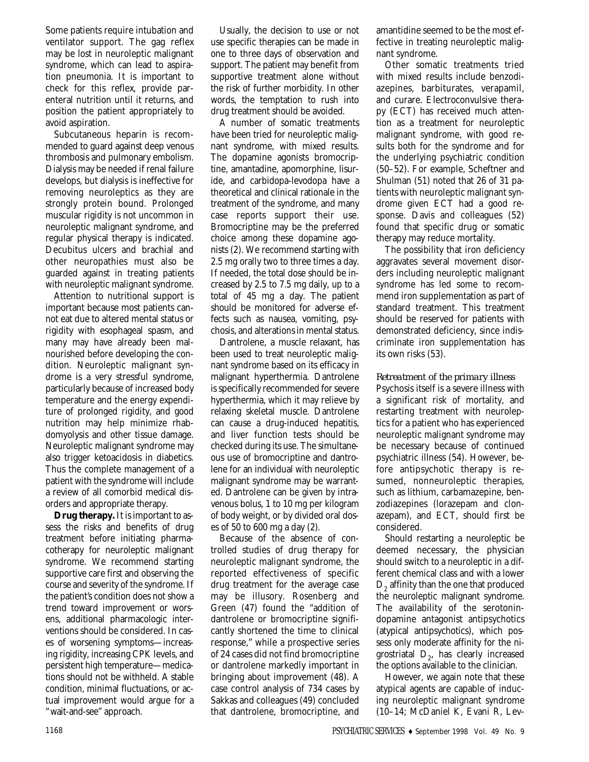Some patients require intubation and ventilator support. The gag reflex may be lost in neuroleptic malignant syndrome, which can lead to aspiration pneumonia. It is important to check for this reflex, provide parenteral nutrition until it returns, and position the patient appropriately to avoid aspiration.

Subcutaneous heparin is recommended to guard against deep venous thrombosis and pulmonary embolism. Dialysis may be needed if renal failure develops, but dialysis is ineffective for removing neuroleptics as they are strongly protein bound. Prolonged muscular rigidity is not uncommon in neuroleptic malignant syndrome, and regular physical therapy is indicated. Decubitus ulcers and brachial and other neuropathies must also be guarded against in treating patients with neuroleptic malignant syndrome.

Attention to nutritional support is important because most patients cannot eat due to altered mental status or rigidity with esophageal spasm, and many may have already been malnourished before developing the condition. Neuroleptic malignant syndrome is a very stressful syndrome, particularly because of increased body temperature and the energy expenditure of prolonged rigidity, and good nutrition may help minimize rhabdomyolysis and other tissue damage. Neuroleptic malignant syndrome may also trigger ketoacidosis in diabetics. Thus the complete management of a patient with the syndrome will include a review of all comorbid medical disorders and appropriate therapy.

**Drug therapy.** It is important to assess the risks and benefits of drug treatment before initiating pharmacotherapy for neuroleptic malignant syndrome. We recommend starting supportive care first and observing the course and severity of the syndrome. If the patient's condition does not show a trend toward improvement or worsens, additional pharmacologic interventions should be considered. In cases of worsening symptoms—increasing rigidity, increasing CPK levels, and persistent high temperature—medications should not be withheld. A stable condition, minimal fluctuations, or actual improvement would argue for a "wait-and-see" approach.

Usually, the decision to use or not use specific therapies can be made in one to three days of observation and support. The patient may benefit from supportive treatment alone without the risk of further morbidity. In other words, the temptation to rush into drug treatment should be avoided.

A number of somatic treatments have been tried for neuroleptic malignant syndrome, with mixed results. The dopamine agonists bromocriptine, amantadine, apomorphine, lisuride, and carbidopa-levodopa have a theoretical and clinical rationale in the treatment of the syndrome, and many case reports support their use. Bromocriptine may be the preferred choice among these dopamine agonists (2). We recommend starting with 2.5 mg orally two to three times a day. If needed, the total dose should be increased by 2.5 to 7.5 mg daily, up to a total of 45 mg a day. The patient should be monitored for adverse effects such as nausea, vomiting, psychosis, and alterations in mental status.

Dantrolene, a muscle relaxant, has been used to treat neuroleptic malignant syndrome based on its efficacy in malignant hyperthermia. Dantrolene is specifically recommended for severe hyperthermia, which it may relieve by relaxing skeletal muscle. Dantrolene can cause a drug-induced hepatitis, and liver function tests should be checked during its use. The simultaneous use of bromocriptine and dantrolene for an individual with neuroleptic malignant syndrome may be warranted. Dantrolene can be given by intravenous bolus, 1 to 10 mg per kilogram of body weight, or by divided oral doses of 50 to 600 mg a day (2).

Because of the absence of controlled studies of drug therapy for neuroleptic malignant syndrome, the reported effectiveness of specific drug treatment for the average case may be illusory. Rosenberg and Green (47) found the "addition of dantrolene or bromocriptine significantly shortened the time to clinical response," while a prospective series of 24 cases did not find bromocriptine or dantrolene markedly important in bringing about improvement (48). A case control analysis of 734 cases by Sakkas and colleagues (49) concluded that dantrolene, bromocriptine, and amantidine seemed to be the most effective in treating neuroleptic malignant syndrome.

Other somatic treatments tried with mixed results include benzodiazepines, barbiturates, verapamil, and curare. Electroconvulsive therapy (ECT) has received much attention as a treatment for neuroleptic malignant syndrome, with good results both for the syndrome and for the underlying psychiatric condition (50–52). For example, Scheftner and Shulman (51) noted that 26 of 31 patients with neuroleptic malignant syndrome given ECT had a good response. Davis and colleagues (52) found that specific drug or somatic therapy may reduce mortality.

The possibility that iron deficiency aggravates several movement disorders including neuroleptic malignant syndrome has led some to recommend iron supplementation as part of standard treatment. This treatment should be reserved for patients with demonstrated deficiency, since indiscriminate iron supplementation has its own risks (53).

### *Retreatment of the primary illness*

Psychosis itself is a severe illness with a significant risk of mortality, and restarting treatment with neuroleptics for a patient who has experienced neuroleptic malignant syndrome may be necessary because of continued psychiatric illness (54). However, before antipsychotic therapy is resumed, nonneuroleptic therapies, such as lithium, carbamazepine, benzodiazepines (lorazepam and clonazepam), and ECT, should first be considered.

Should restarting a neuroleptic be deemed necessary, the physician should switch to a neuroleptic in a different chemical class and with a lower $D_2$ affinity than the one that produced the neuroleptic malignant syndrome. The availability of the serotonin-dopamine antagonist antipsychotics (atypical antipsychotics), which possess only moderate affinity for the nigrostriatal $D_2$, has clearly increased the options available to the clinician.

However, we again note that these atypical agents are capable of inducing neuroleptic malignant syndrome (10–14; McDaniel K, Evani R, Lev-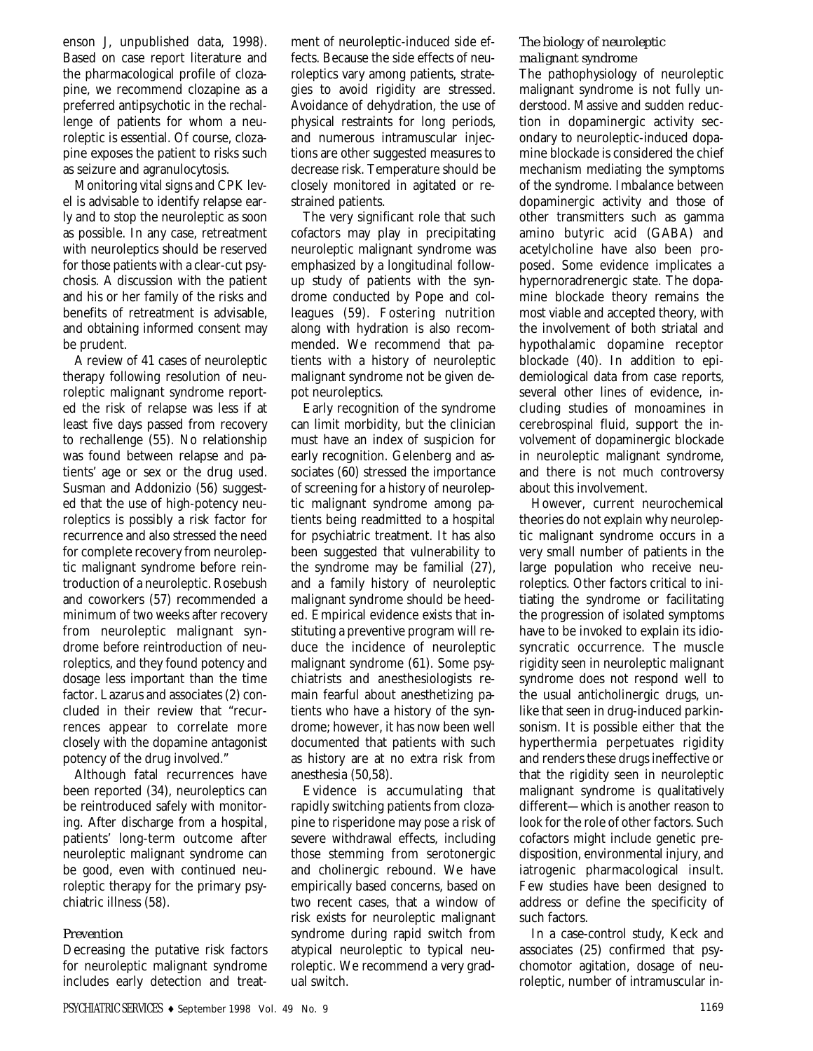enson J, unpublished data, 1998). Based on case report literature and the pharmacological profile of clozapine, we recommend clozapine as a preferred antipsychotic in the rechallenge of patients for whom a neuroleptic is essential. Of course, clozapine exposes the patient to risks such as seizure and agranulocytosis.

Monitoring vital signs and CPK level is advisable to identify relapse early and to stop the neuroleptic as soon as possible. In any case, retreatment with neuroleptics should be reserved for those patients with a clear-cut psychosis. A discussion with the patient and his or her family of the risks and benefits of retreatment is advisable, and obtaining informed consent may be prudent.

A review of 41 cases of neuroleptic therapy following resolution of neuroleptic malignant syndrome reported the risk of relapse was less if at least five days passed from recovery to rechallenge (55). No relationship was found between relapse and patients' age or sex or the drug used. Susman and Addonizio (56) suggested that the use of high-potency neuroleptics is possibly a risk factor for recurrence and also stressed the need for complete recovery from neuroleptic malignant syndrome before reintroduction of a neuroleptic. Rosebush and coworkers (57) recommended a minimum of two weeks after recovery from neuroleptic malignant syndrome before reintroduction of neuroleptics, and they found potency and dosage less important than the time factor. Lazarus and associates (2) concluded in their review that "recurrences appear to correlate more closely with the dopamine antagonist potency of the drug involved."

Although fatal recurrences have been reported (34), neuroleptics can be reintroduced safely with monitoring. After discharge from a hospital, patients' long-term outcome after neuroleptic malignant syndrome can be good, even with continued neuroleptic therapy for the primary psychiatric illness (58).

### *Prevention*

Decreasing the putative risk factors for neuroleptic malignant syndrome includes early detection and treatment of neuroleptic-induced side effects. Because the side effects of neuroleptics vary among patients, strategies to avoid rigidity are stressed. Avoidance of dehydration, the use of physical restraints for long periods, and numerous intramuscular injections are other suggested measures to decrease risk. Temperature should be closely monitored in agitated or restrained patients.

The very significant role that such cofactors may play in precipitating neuroleptic malignant syndrome was emphasized by a longitudinal follow-up study of patients with the syndrome conducted by Pope and colleagues (59). Fostering nutrition along with hydration is also recommended. We recommend that patients with a history of neuroleptic malignant syndrome not be given depot neuroleptics.

Early recognition of the syndrome can limit morbidity, but the clinician must have an index of suspicion for early recognition. Gelenberg and associates (60) stressed the importance of screening for a history of neuroleptic malignant syndrome among patients being readmitted to a hospital for psychiatric treatment. It has also been suggested that vulnerability to the syndrome may be familial (27), and a family history of neuroleptic malignant syndrome should be heeded. Empirical evidence exists that instituting a preventive program will reduce the incidence of neuroleptic malignant syndrome (61). Some psychiatrists and anesthesiologists remain fearful about anesthetizing patients who have a history of the syndrome; however, it has now been well documented that patients with such as history are at no extra risk from anesthesia (50,58).

Evidence is accumulating that rapidly switching patients from clozapine to risperidone may pose a risk of severe withdrawal effects, including those stemming from serotonergic and cholinergic rebound. We have empirically based concerns, based on two recent cases, that a window of risk exists for neuroleptic malignant syndrome during rapid switch from atypical neuroleptic to typical neuroleptic. We recommend a very gradual switch.

### *The biology of neuroleptic malignant syndrome*

The pathophysiology of neuroleptic malignant syndrome is not fully understood. Massive and sudden reduction in dopaminergic activity secondary to neuroleptic-induced dopamine blockade is considered the chief mechanism mediating the symptoms of the syndrome. Imbalance between dopaminergic activity and those of other transmitters such as gamma amino butyric acid (GABA) and acetylcholine have also been proposed. Some evidence implicates a hypernoradrenergic state. The dopamine blockade theory remains the most viable and accepted theory, with the involvement of both striatal and hypothalamic dopamine receptor blockade (40). In addition to epidemiological data from case reports, several other lines of evidence, including studies of monoamines in cerebrospinal fluid, support the involvement of dopaminergic blockade in neuroleptic malignant syndrome, and there is not much controversy about this involvement.

However, current neurochemical theories do not explain why neuroleptic malignant syndrome occurs in a very small number of patients in the large population who receive neuroleptics. Other factors critical to initiating the syndrome or facilitating the progression of isolated symptoms have to be invoked to explain its idiosyncratic occurrence. The muscle rigidity seen in neuroleptic malignant syndrome does not respond well to the usual anticholinergic drugs, unlike that seen in drug-induced parkinsonism. It is possible either that the hyperthermia perpetuates rigidity and renders these drugs ineffective or that the rigidity seen in neuroleptic malignant syndrome is qualitatively different—which is another reason to look for the role of other factors. Such cofactors might include genetic predisposition, environmental injury, and iatrogenic pharmacological insult. Few studies have been designed to address or define the specificity of such factors.

In a case-control study, Keck and associates (25) confirmed that psychomotor agitation, dosage of neuroleptic, number of intramuscular in-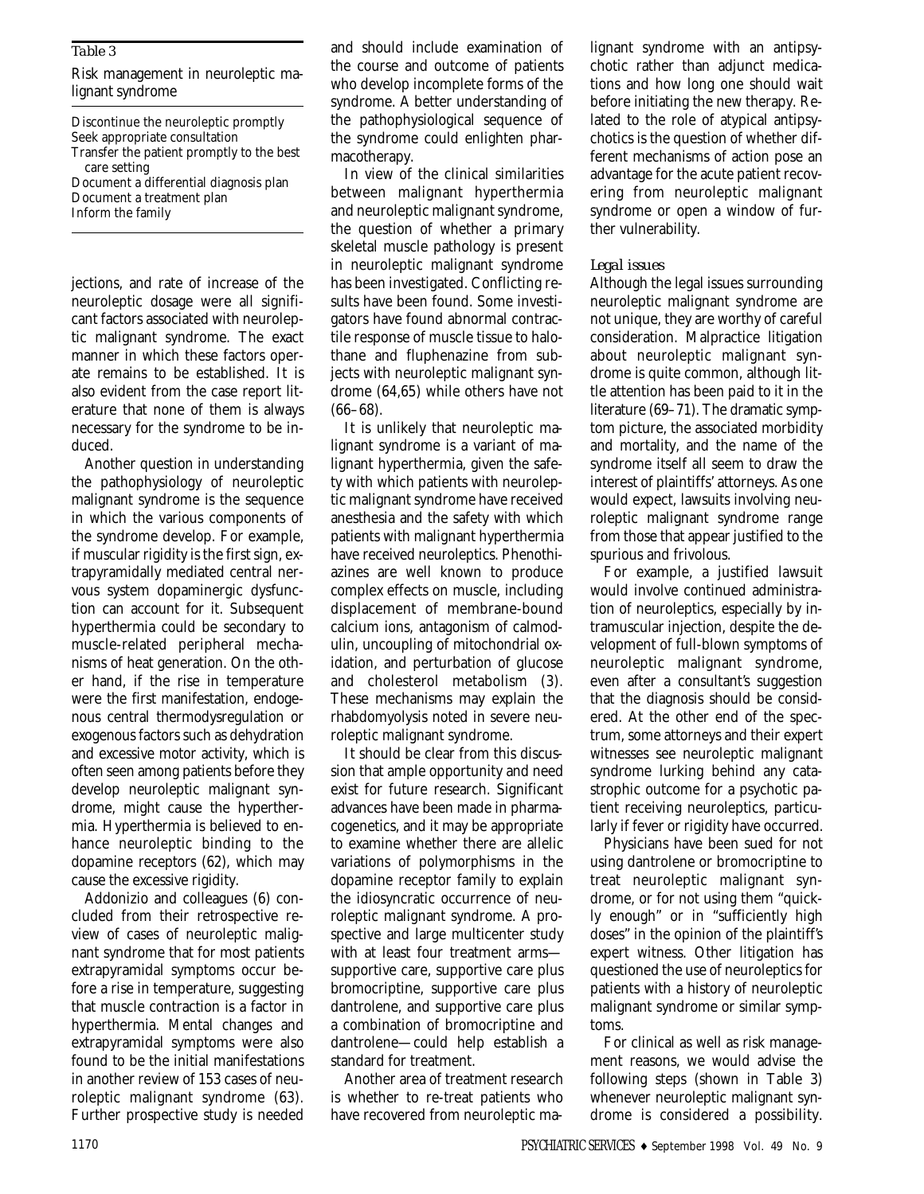Table 3

Risk management in neuroleptic malignant syndrome

| |
|---|
| Discontinue the neuroleptic promptly |
| Seek appropriate consultation |
| Transfer the patient promptly to the best care setting |
| Document a differential diagnosis plan |
| Document a treatment plan |
| Inform the family |

jections, and rate of increase of the neuroleptic dosage were all significant factors associated with neuroleptic malignant syndrome. The exact manner in which these factors operate remains to be established. It is also evident from the case report literature that none of them is always necessary for the syndrome to be induced.

Another question in understanding the pathophysiology of neuroleptic malignant syndrome is the sequence in which the various components of the syndrome develop. For example, if muscular rigidity is the first sign, extrapyramidally mediated central nervous system dopaminergic dysfunction can account for it. Subsequent hyperthermia could be secondary to muscle-related peripheral mechanisms of heat generation. On the other hand, if the rise in temperature were the first manifestation, endogenous central thermodysregulation or exogenous factors such as dehydration and excessive motor activity, which is often seen among patients before they develop neuroleptic malignant syndrome, might cause the hyperthermia. Hyperthermia is believed to enhance neuroleptic binding to the dopamine receptors (62), which may cause the excessive rigidity.

Addonizio and colleagues (6) concluded from their retrospective review of cases of neuroleptic malignant syndrome that for most patients extrapyramidal symptoms occur before a rise in temperature, suggesting that muscle contraction is a factor in hyperthermia. Mental changes and extrapyramidal symptoms were also found to be the initial manifestations in another review of 153 cases of neuroleptic malignant syndrome (63). Further prospective study is needed and should include examination of the course and outcome of patients who develop incomplete forms of the syndrome. A better understanding of the pathophysiological sequence of the syndrome could enlighten pharmacotherapy.

In view of the clinical similarities between malignant hyperthermia and neuroleptic malignant syndrome, the question of whether a primary skeletal muscle pathology is present in neuroleptic malignant syndrome has been investigated. Conflicting results have been found. Some investigators have found abnormal contractile response of muscle tissue to halothane and fluphenazine from subjects with neuroleptic malignant syndrome (64,65) while others have not (66–68).

It is unlikely that neuroleptic malignant syndrome is a variant of malignant hyperthermia, given the safety with which patients with neuroleptic malignant syndrome have received anesthesia and the safety with which patients with malignant hyperthermia have received neuroleptics. Phenothiazines are well known to produce complex effects on muscle, including displacement of membrane-bound calcium ions, antagonism of calmodulin, uncoupling of mitochondrial oxidation, and perturbation of glucose and cholesterol metabolism (3). These mechanisms may explain the rhabdomyolysis noted in severe neuroleptic malignant syndrome.

It should be clear from this discussion that ample opportunity and need exist for future research. Significant advances have been made in pharmacogenetics, and it may be appropriate to examine whether there are allelic variations of polymorphisms in the dopamine receptor family to explain the idiosyncratic occurrence of neuroleptic malignant syndrome. A prospective and large multicenter study with at least four treatment arms—supportive care, supportive care plus bromocriptine, supportive care plus dantrolene, and supportive care plus a combination of bromocriptine and dantrolene—could help establish a standard for treatment.

Another area of treatment research is whether to re-treat patients who have recovered from neuroleptic malignant syndrome with an antipsychotic rather than adjunct medications and how long one should wait before initiating the new therapy. Related to the role of atypical antipsychotics is the question of whether different mechanisms of action pose an advantage for the acute patient recovering from neuroleptic malignant syndrome or open a window of further vulnerability.

### *Legal issues*

Although the legal issues surrounding neuroleptic malignant syndrome are not unique, they are worthy of careful consideration. Malpractice litigation about neuroleptic malignant syndrome is quite common, although little attention has been paid to it in the literature (69–71). The dramatic symptom picture, the associated morbidity and mortality, and the name of the syndrome itself all seem to draw the interest of plaintiffs' attorneys. As one would expect, lawsuits involving neuroleptic malignant syndrome range from those that appear justified to the spurious and frivolous.

For example, a justified lawsuit would involve continued administration of neuroleptics, especially by intramuscular injection, despite the development of full-blown symptoms of neuroleptic malignant syndrome, even after a consultant's suggestion that the diagnosis should be considered. At the other end of the spectrum, some attorneys and their expert witnesses see neuroleptic malignant syndrome lurking behind any catastrophic outcome for a psychotic patient receiving neuroleptics, particularly if fever or rigidity have occurred.

Physicians have been sued for not using dantrolene or bromocriptine to treat neuroleptic malignant syndrome, or for not using them "quickly enough" or in "sufficiently high doses" in the opinion of the plaintiff's expert witness. Other litigation has questioned the use of neuroleptics for patients with a history of neuroleptic malignant syndrome or similar symptoms.

For clinical as well as risk management reasons, we would advise the following steps (shown in Table 3) whenever neuroleptic malignant syndrome is considered a possibility.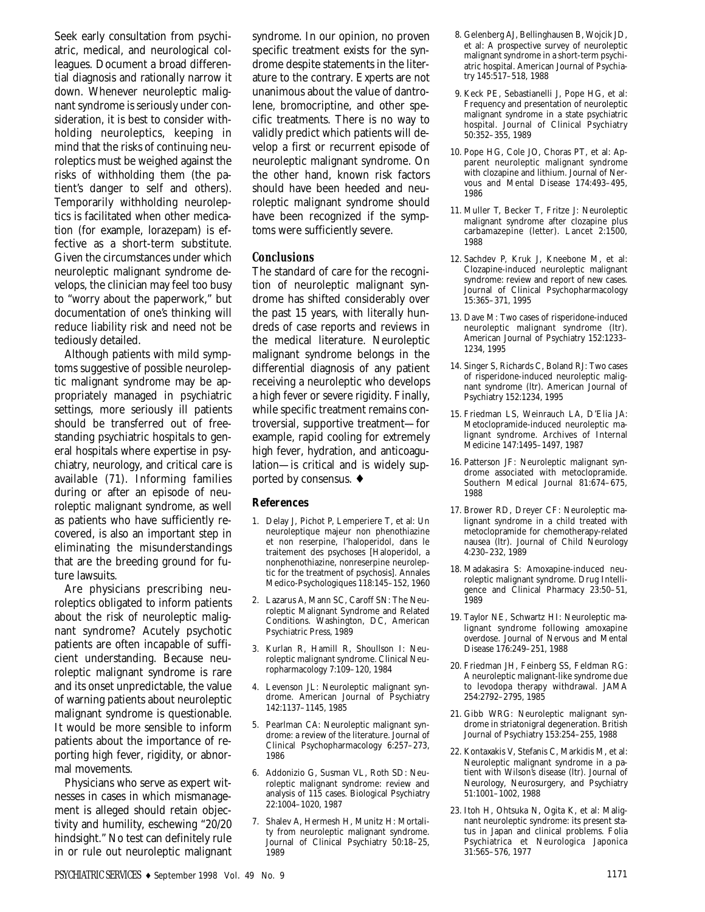Seek early consultation from psychiatric, medical, and neurological colleagues. Document a broad differential diagnosis and rationally narrow it down. Whenever neuroleptic malignant syndrome is seriously under consideration, it is best to consider withholding neuroleptics, keeping in mind that the risks of continuing neuroleptics must be weighed against the risks of withholding them (the patient's danger to self and others). Temporarily withholding neuroleptics is facilitated when other medication (for example, lorazepam) is effective as a short-term substitute. Given the circumstances under which neuroleptic malignant syndrome develops, the clinician may feel too busy to "worry about the paperwork," but documentation of one's thinking will reduce liability risk and need not be tediously detailed.

Although patients with mild symptoms suggestive of possible neuroleptic malignant syndrome may be appropriately managed in psychiatric settings, more seriously ill patients should be transferred out of freestanding psychiatric hospitals to general hospitals where expertise in psychiatry, neurology, and critical care is available (71). Informing families during or after an episode of neuroleptic malignant syndrome, as well as patients who have sufficiently recovered, is also an important step in eliminating the misunderstandings that are the breeding ground for future lawsuits.

Are physicians prescribing neuroleptics obligated to inform patients about the risk of neuroleptic malignant syndrome? Acutely psychotic patients are often incapable of sufficient understanding. Because neuroleptic malignant syndrome is rare and its onset unpredictable, the value of warning patients about neuroleptic malignant syndrome is questionable. It would be more sensible to inform patients about the importance of reporting high fever, rigidity, or abnormal movements.

Physicians who serve as expert witnesses in cases in which mismanagement is alleged should retain objectivity and humility, eschewing "20/20 hindsight." No test can definitely rule in or rule out neuroleptic malignant syndrome. In our opinion, no proven specific treatment exists for the syndrome despite statements in the literature to the contrary. Experts are not unanimous about the value of dantrolene, bromocriptine, and other specific treatments. There is no way to validly predict which patients will develop a first or recurrent episode of neuroleptic malignant syndrome. On the other hand, known risk factors should have been heeded and neuroleptic malignant syndrome should have been recognized if the symptoms were sufficiently severe.

## Conclusions

The standard of care for the recognition of neuroleptic malignant syndrome has shifted considerably over the past 15 years, with literally hundreds of case reports and reviews in the medical literature. Neuroleptic malignant syndrome belongs in the differential diagnosis of any patient receiving a neuroleptic who develops a high fever or severe rigidity. Finally, while specific treatment remains controversial, supportive treatment—for example, rapid cooling for extremely high fever, hydration, and anticoagulation—is critical and is widely supported by consensus. ♦

## References

1. Delay J, Pichot P, Lemperiere T, et al: Un neuroleptique majeur non phenothiazine et non reserpine, l'haloperidol, dans le traitement des psychoses [Haloperidol, a nonphenothiazine, nonreserpine neuroleptic for the treatment of psychosis]. Annales Medico-Psychologiques 118:145–152, 1960
2. Lazarus A, Mann SC, Caroff SN: The Neuroleptic Malignant Syndrome and Related Conditions. Washington, DC, American Psychiatric Press, 1989
3. Kurlan R, Hamill R, Shoullson I: Neuroleptic malignant syndrome. Clinical Neuropharmacology 7:109–120, 1984
4. Levenson JL: Neuroleptic malignant syndrome. American Journal of Psychiatry 142:1137–1145, 1985
5. Pearlman CA: Neuroleptic malignant syndrome: a review of the literature. Journal of Clinical Psychopharmacology 6:257–273, 1986
6. Addonizio G, Susman VL, Roth SD: Neuroleptic malignant syndrome: review and analysis of 115 cases. Biological Psychiatry 22:1004–1020, 1987
7. Shalev A, Hermesh H, Munitz H: Mortality from neuroleptic malignant syndrome. Journal of Clinical Psychiatry 50:18–25, 1989
8. Gelenberg AJ, Bellinghausen B, Wojcik JD, et al: A prospective survey of neuroleptic malignant syndrome in a short-term psychiatric hospital. American Journal of Psychiatry 145:517–518, 1988
9. Keck PE, Sebastianelli J, Pope HG, et al: Frequency and presentation of neuroleptic malignant syndrome in a state psychiatric hospital. Journal of Clinical Psychiatry 50:352–355, 1989
10. Pope HG, Cole JO, Choras PT, et al: Apparent neuroleptic malignant syndrome with clozapine and lithium. Journal of Nervous and Mental Disease 174:493–495, 1986
11. Muller T, Becker T, Fritze J: Neuroleptic malignant syndrome after clozapine plus carbamazepine (letter). Lancet 2:1500, 1988
12. Sachdev P, Kruk J, Kneebone M, et al: Clozapine-induced neuroleptic malignant syndrome: review and report of new cases. Journal of Clinical Psychopharmacology 15:365–371, 1995
13. Dave M: Two cases of risperidone-induced neuroleptic malignant syndrome (ltr). American Journal of Psychiatry 152:1233–1234, 1995
14. Singer S, Richards C, Boland RJ: Two cases of risperidone-induced neuroleptic malignant syndrome (ltr). American Journal of Psychiatry 152:1234, 1995
15. Friedman LS, Weinrauch LA, D'Elia JA: Metoclopramide-induced neuroleptic malignant syndrome. Archives of Internal Medicine 147:1495–1497, 1987
16. Patterson JF: Neuroleptic malignant syndrome associated with metoclopramide. Southern Medical Journal 81:674–675, 1988
17. Brower RD, Dreyer CF: Neuroleptic malignant syndrome in a child treated with metoclopramide for chemotherapy-related nausea (ltr). Journal of Child Neurology 4:230–232, 1989
18. Madakasira S: Amoxapine-induced neuroleptic malignant syndrome. Drug Intelligence and Clinical Pharmacy 23:50–51, 1989
19. Taylor NE, Schwartz HI: Neuroleptic malignant syndrome following amoxapine overdose. Journal of Nervous and Mental Disease 176:249–251, 1988
20. Friedman JH, Feinberg SS, Feldman RG: A neuroleptic malignant-like syndrome due to levodopa therapy withdrawal. JAMA 254:2792–2795, 1985
21. Gibb WRG: Neuroleptic malignant syndrome in striatonigral degeneration. British Journal of Psychiatry 153:254–255, 1988
22. Kontaxakis V, Stefanis C, Markidis M, et al: Neuroleptic malignant syndrome in a patient with Wilson's disease (ltr). Journal of Neurology, Neurosurgery, and Psychiatry 51:1001–1002, 1988
23. Itoh H, Ohtsuka N, Ogita K, et al: Malignant neuroleptic syndrome: its present status in Japan and clinical problems. Folia Psychiatrica et Neurologica Japonica 31:565–576, 1977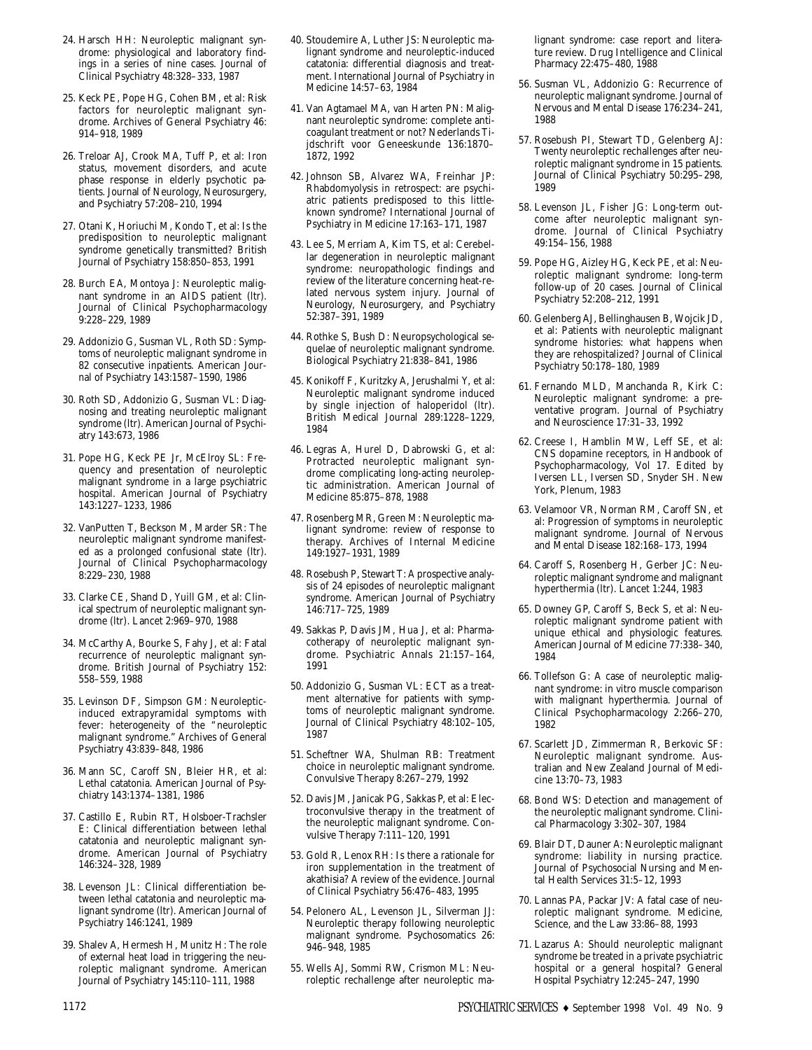24. Harsch HH: Neuroleptic malignant syndrome: physiological and laboratory findings in a series of nine cases. Journal of Clinical Psychiatry 48:328–333, 1987

25. Keck PE, Pope HG, Cohen BM, et al: Risk factors for neuroleptic malignant syndrome. Archives of General Psychiatry 46: 914–918, 1989

26. Treloar AJ, Crook MA, Tuff P, et al: Iron status, movement disorders, and acute phase response in elderly psychotic patients. Journal of Neurology, Neurosurgery, and Psychiatry 57:208–210, 1994

27. Otani K, Horiuchi M, Kondo T, et al: Is the predisposition to neuroleptic malignant syndrome genetically transmitted? British Journal of Psychiatry 158:850–853, 1991

28. Burch EA, Montoya J: Neuroleptic malignant syndrome in an AIDS patient (ltr). Journal of Clinical Psychopharmacology 9:228–229, 1989

29. Addonizio G, Susman VL, Roth SD: Symptoms of neuroleptic malignant syndrome in 82 consecutive inpatients. American Journal of Psychiatry 143:1587–1590, 1986

30. Roth SD, Addonizio G, Susman VL: Diagnosing and treating neuroleptic malignant syndrome (ltr). American Journal of Psychiatry 143:673, 1986

31. Pope HG, Keck PE Jr, McElroy SL: Frequency and presentation of neuroleptic malignant syndrome in a large psychiatric hospital. American Journal of Psychiatry 143:1227–1233, 1986

32. VanPutten T, Beckson M, Marder SR: The neuroleptic malignant syndrome manifested as a prolonged confusional state (ltr). Journal of Clinical Psychopharmacology 8:229–230, 1988

33. Clarke CE, Shand D, Yuill GM, et al: Clinical spectrum of neuroleptic malignant syndrome (ltr). Lancet 2:969–970, 1988

34. McCarthy A, Bourke S, Fahy J, et al: Fatal recurrence of neuroleptic malignant syndrome. British Journal of Psychiatry 152: 558–559, 1988

35. Levinson DF, Simpson GM: Neuroleptic-induced extrapyramidal symptoms with fever: heterogeneity of the "neuroleptic malignant syndrome." Archives of General Psychiatry 43:839–848, 1986

36. Mann SC, Caroff SN, Bleier HR, et al: Lethal catatonia. American Journal of Psychiatry 143:1374–1381, 1986

37. Castillo E, Rubin RT, Holsboer-Trachsler E: Clinical differentiation between lethal catatonia and neuroleptic malignant syndrome. American Journal of Psychiatry 146:324–328, 1989

38. Levenson JL: Clinical differentiation between lethal catatonia and neuroleptic malignant syndrome (ltr). American Journal of Psychiatry 146:1241, 1989

39. Shalev A, Hermesh H, Munitz H: The role of external heat load in triggering the neuroleptic malignant syndrome. American Journal of Psychiatry 145:110–111, 1988

40. Stoudemire A, Luther JS: Neuroleptic malignant syndrome and neuroleptic-induced catatonia: differential diagnosis and treatment. International Journal of Psychiatry in Medicine 14:57–63, 1984

41. Van Agtamael MA, van Harten PN: Malignant neuroleptic syndrome: complete anticoagulant treatment or not? Nederlands Tijdschrift voor Geneeskunde 136:1870–1872, 1992

42. Johnson SB, Alvarez WA, Freinhar JP: Rhabdomyolysis in retrospect: are psychiatric patients predisposed to this little-known syndrome? International Journal of Psychiatry in Medicine 17:163–171, 1987

43. Lee S, Merriam A, Kim TS, et al: Cerebellar degeneration in neuroleptic malignant syndrome: neuropathologic findings and review of the literature concerning heat-related nervous system injury. Journal of Neurology, Neurosurgery, and Psychiatry 52:387–391, 1989

44. Rothke S, Bush D: Neuropsychological sequelae of neuroleptic malignant syndrome. Biological Psychiatry 21:838–841, 1986

45. Konikoff F, Kuritzky A, Jerushalmi Y, et al: Neuroleptic malignant syndrome induced by single injection of haloperidol (ltr). British Medical Journal 289:1228–1229, 1984

46. Legras A, Hurel D, Dabrowski G, et al: Protracted neuroleptic malignant syndrome complicating long-acting neuroleptic administration. American Journal of Medicine 85:875–878, 1988

47. Rosenberg MR, Green M: Neuroleptic malignant syndrome: review of response to therapy. Archives of Internal Medicine 149:1927–1931, 1989

48. Rosebush P, Stewart T: A prospective analysis of 24 episodes of neuroleptic malignant syndrome. American Journal of Psychiatry 146:717–725, 1989

49. Sakkas P, Davis JM, Hua J, et al: Pharmacotherapy of neuroleptic malignant syndrome. Psychiatric Annals 21:157–164, 1991

50. Addonizio G, Susman VL: ECT as a treatment alternative for patients with symptoms of neuroleptic malignant syndrome. Journal of Clinical Psychiatry 48:102–105, 1987

51. Scheftner WA, Shulman RB: Treatment choice in neuroleptic malignant syndrome. Convulsive Therapy 8:267–279, 1992

52. Davis JM, Janicak PG, Sakkas P, et al: Electroconvulsive therapy in the treatment of the neuroleptic malignant syndrome. Convulsive Therapy 7:111–120, 1991

53. Gold R, Lenox RH: Is there a rationale for iron supplementation in the treatment of akathisia? A review of the evidence. Journal of Clinical Psychiatry 56:476–483, 1995

54. Pelonero AL, Levenson JL, Silverman JJ: Neuroleptic therapy following neuroleptic malignant syndrome. Psychosomatics 26: 946–948, 1985

55. Wells AJ, Sommi RW, Crismon ML: Neuroleptic rechallenge after neuroleptic malignant syndrome: case report and literature review. Drug Intelligence and Clinical Pharmacy 22:475–480, 1988

56. Susman VL, Addonizio G: Recurrence of neuroleptic malignant syndrome. Journal of Nervous and Mental Disease 176:234–241, 1988

57. Rosebush PI, Stewart TD, Gelenberg AJ: Twenty neuroleptic rechallenges after neuroleptic malignant syndrome in 15 patients. Journal of Clinical Psychiatry 50:295–298, 1989

58. Levenson JL, Fisher JG: Long-term outcome after neuroleptic malignant syndrome. Journal of Clinical Psychiatry 49:154–156, 1988

59. Pope HG, Aizley HG, Keck PE, et al: Neuroleptic malignant syndrome: long-term follow-up of 20 cases. Journal of Clinical Psychiatry 52:208–212, 1991

60. Gelenberg AJ, Bellinghausen B, Wojcik JD, et al: Patients with neuroleptic malignant syndrome histories: what happens when they are rehospitalized? Journal of Clinical Psychiatry 50:178–180, 1989

61. Fernando MLD, Manchanda R, Kirk C: Neuroleptic malignant syndrome: a preventative program. Journal of Psychiatry and Neuroscience 17:31–33, 1992

62. Creese I, Hamblin MW, Leff SE, et al: CNS dopamine receptors, in Handbook of Psychopharmacology, Vol 17. Edited by Iversen LL, Iversen SD, Snyder SH. New York, Plenum, 1983

63. Velamoor VR, Norman RM, Caroff SN, et al: Progression of symptoms in neuroleptic malignant syndrome. Journal of Nervous and Mental Disease 182:168–173, 1994

64. Caroff S, Rosenberg H, Gerber JC: Neuroleptic malignant syndrome and malignant hyperthermia (ltr). Lancet 1:244, 1983

65. Downey GP, Caroff S, Beck S, et al: Neuroleptic malignant syndrome patient with unique ethical and physiologic features. American Journal of Medicine 77:338–340, 1984

66. Tollefson G: A case of neuroleptic malignant syndrome: in vitro muscle comparison with malignant hyperthermia. Journal of Clinical Psychopharmacology 2:266–270, 1982

67. Scarlett JD, Zimmerman R, Berkovic SF: Neuroleptic malignant syndrome. Australian and New Zealand Journal of Medicine 13:70–73, 1983

68. Bond WS: Detection and management of the neuroleptic malignant syndrome. Clinical Pharmacology 3:302–307, 1984

69. Blair DT, Dauner A: Neuroleptic malignant syndrome: liability in nursing practice. Journal of Psychosocial Nursing and Mental Health Services 31:5–12, 1993

70. Lannas PA, Packar JV: A fatal case of neuroleptic malignant syndrome. Medicine, Science, and the Law 33:86–88, 1993

71. Lazarus A: Should neuroleptic malignant syndrome be treated in a private psychiatric hospital or a general hospital? General Hospital Psychiatry 12:245–247, 1990